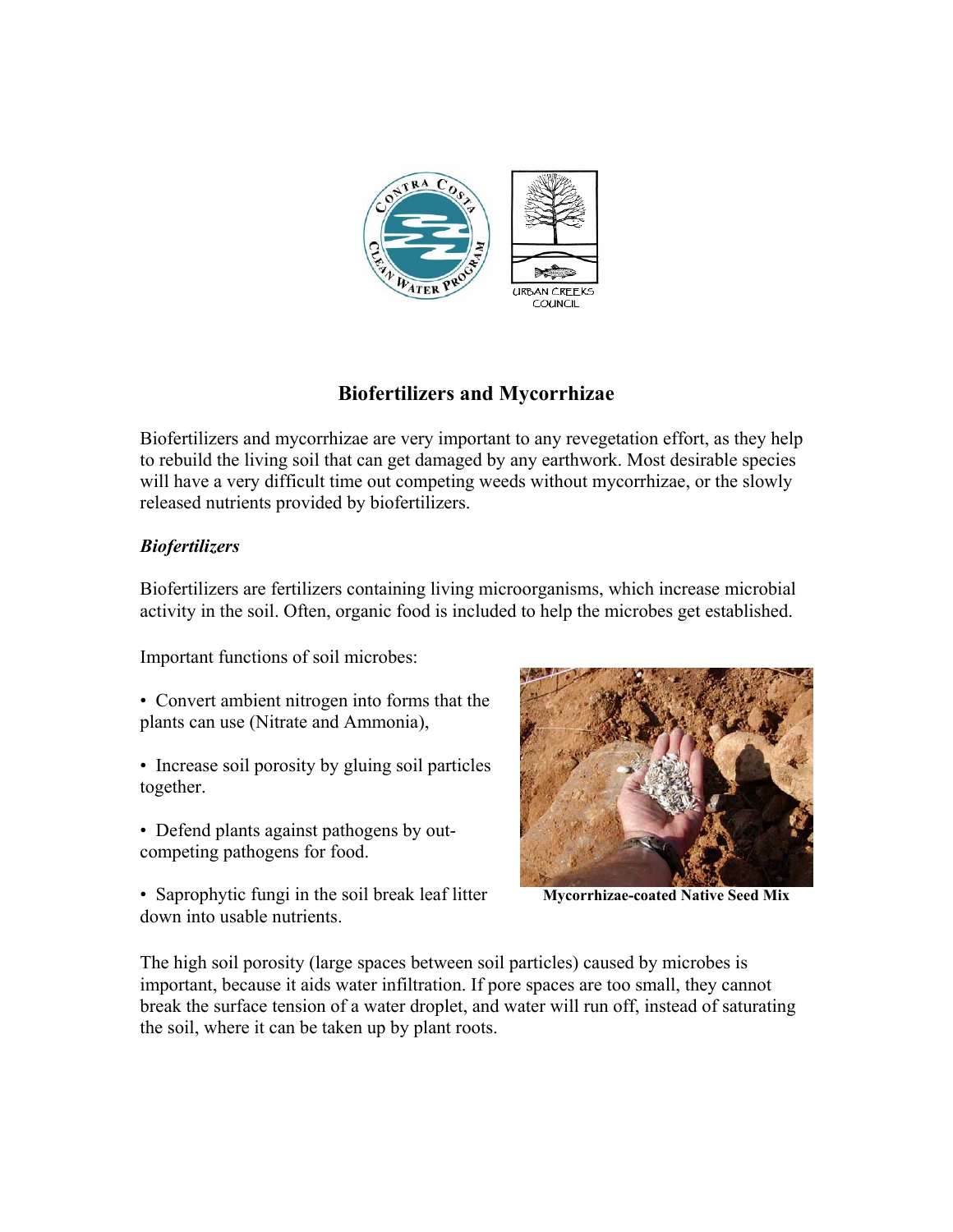# Biofertilizers and Mycorrhizae

Biofertilizers and mycorrhizae are very important to any revegetation effort, as they help to rebuild the living soil that can get damaged by any earthwork. Most desirable species will have a very difficult time out competing weeds without mycorrhizae, or the slowly released nutrients provided by biofertilizers.

### *Biofertilizers*

Biofertilizers are fertilizers containing living microorganisms, which increase microbial activity in the soil. Often, organic food is included to help the microbes get established.

Important functions of soil microbes:

- Convert ambient nitrogen into forms that the plants can use (Nitrate and Ammonia),
- Increase soil porosity by gluing soil particles together.
- Defend plants against pathogens by out-competing pathogens for food.
- Saprophytic fungi in the soil break leaf litter down into usable nutrients.

**Mycorrhizae-coated Native Seed Mix**

The high soil porosity (large spaces between soil particles) caused by microbes is important, because it aids water infiltration. If pore spaces are too small, they cannot break the surface tension of a water droplet, and water will run off, instead of saturating the soil, where it can be taken up by plant roots.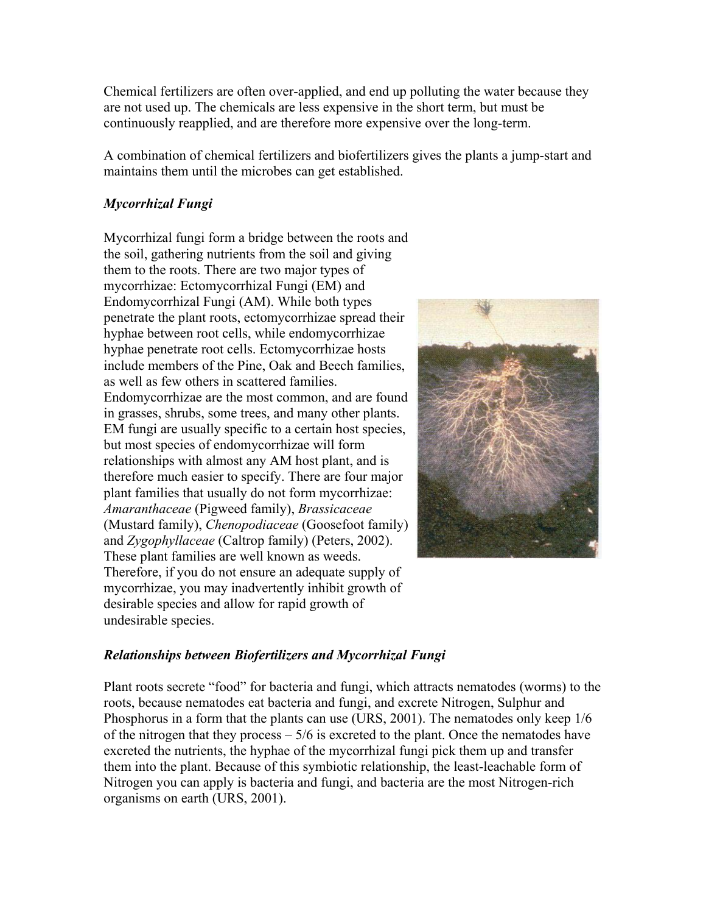Chemical fertilizers are often over-applied, and end up polluting the water because they are not used up. The chemicals are less expensive in the short term, but must be continuously reapplied, and are therefore more expensive over the long-term.

A combination of chemical fertilizers and biofertilizers gives the plants a jump-start and maintains them until the microbes can get established.

### *Mycorrhizal Fungi*

Mycorrhizal fungi form a bridge between the roots and the soil, gathering nutrients from the soil and giving them to the roots. There are two major types of mycorrhizae: Ectomycorrhizal Fungi (EM) and Endomycorrhizal Fungi (AM). While both types penetrate the plant roots, ectomycorrhizae spread their hyphae between root cells, while endomycorrhizae hyphae penetrate root cells. Ectomycorrhizae hosts include members of the Pine, Oak and Beech families, as well as few others in scattered families. Endomycorrhizae are the most common, and are found in grasses, shrubs, some trees, and many other plants. EM fungi are usually specific to a certain host species, but most species of endomycorrhizae will form relationships with almost any AM host plant, and is therefore much easier to specify. There are four major plant families that usually do not form mycorrhizae: *Amaranthaceae* (Pigweed family), *Brassicaceae* (Mustard family), *Chenopodiaceae* (Goosefoot family) and *Zygophyllaceae* (Caltrop family) (Peters, 2002). These plant families are well known as weeds. Therefore, if you do not ensure an adequate supply of mycorrhizae, you may inadvertently inhibit growth of desirable species and allow for rapid growth of undesirable species.

### *Relationships between Biofertilizers and Mycorrhizal Fungi*

Plant roots secrete "food" for bacteria and fungi, which attracts nematodes (worms) to the roots, because nematodes eat bacteria and fungi, and excrete Nitrogen, Sulphur and Phosphorus in a form that the plants can use (URS, 2001). The nematodes only keep 1/6 of the nitrogen that they process – 5/6 is excreted to the plant. Once the nematodes have excreted the nutrients, the hyphae of the mycorrhizal fungi pick them up and transfer them into the plant. Because of this symbiotic relationship, the least-leachable form of Nitrogen you can apply is bacteria and fungi, and bacteria are the most Nitrogen-rich organisms on earth (URS, 2001).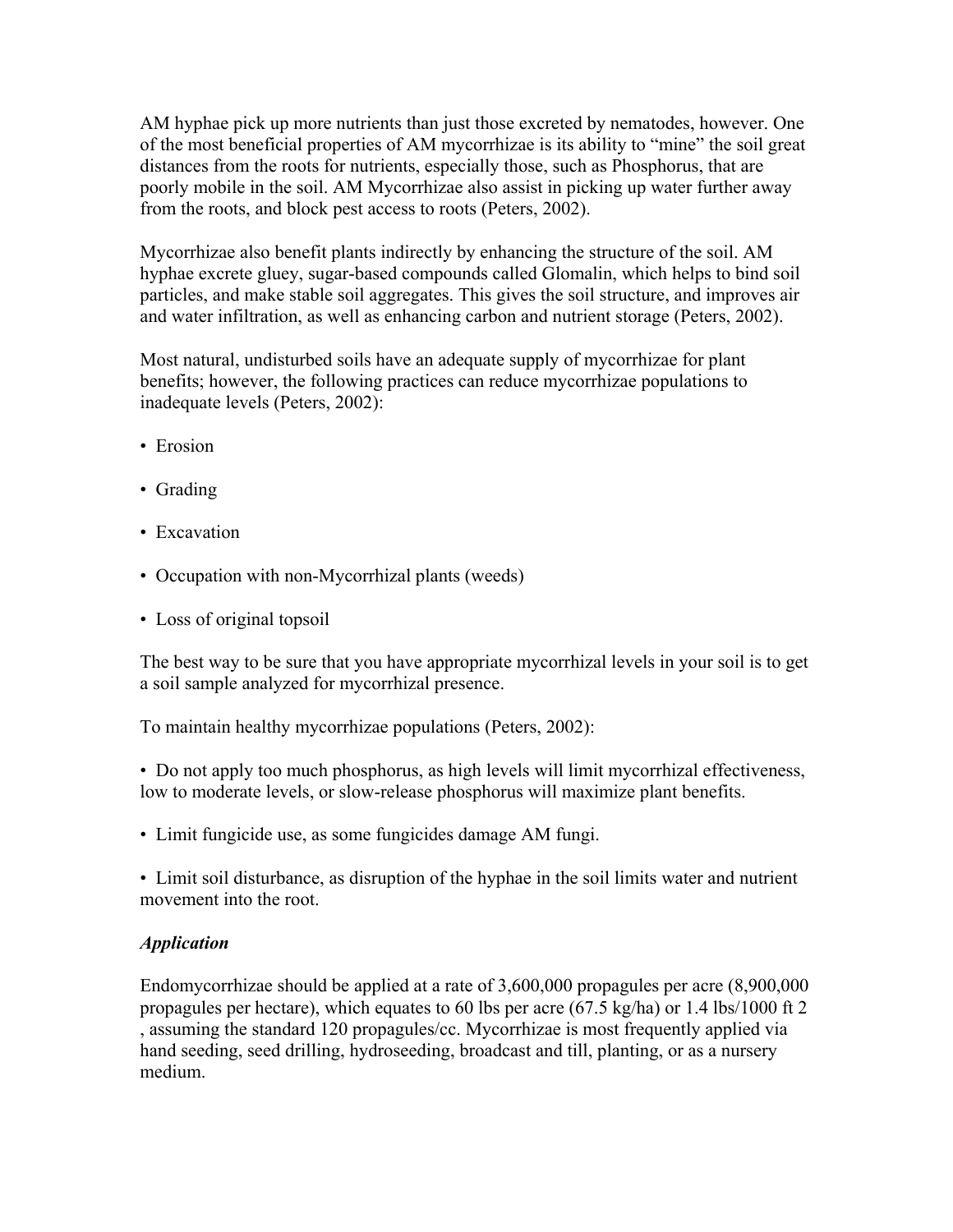AM hyphae pick up more nutrients than just those excreted by nematodes, however. One of the most beneficial properties of AM mycorrhizae is its ability to "mine" the soil great distances from the roots for nutrients, especially those, such as Phosphorus, that are poorly mobile in the soil. AM Mycorrhizae also assist in picking up water further away from the roots, and block pest access to roots (Peters, 2002).

Mycorrhizae also benefit plants indirectly by enhancing the structure of the soil. AM hyphae excrete gluey, sugar-based compounds called Glomalin, which helps to bind soil particles, and make stable soil aggregates. This gives the soil structure, and improves air and water infiltration, as well as enhancing carbon and nutrient storage (Peters, 2002).

Most natural, undisturbed soils have an adequate supply of mycorrhizae for plant benefits; however, the following practices can reduce mycorrhizae populations to inadequate levels (Peters, 2002):

- Erosion
- Grading
- Excavation
- Occupation with non-Mycorrhizal plants (weeds)
- Loss of original topsoil

The best way to be sure that you have appropriate mycorrhizal levels in your soil is to get a soil sample analyzed for mycorrhizal presence.

To maintain healthy mycorrhizae populations (Peters, 2002):

- Do not apply too much phosphorus, as high levels will limit mycorrhizal effectiveness, low to moderate levels, or slow-release phosphorus will maximize plant benefits.
- Limit fungicide use, as some fungicides damage AM fungi.
- Limit soil disturbance, as disruption of the hyphae in the soil limits water and nutrient movement into the root.

***Application***

Endomycorrhizae should be applied at a rate of 3,600,000 propagules per acre (8,900,000 propagules per hectare), which equates to 60 lbs per acre (67.5 kg/ha) or 1.4 lbs/1000 ft 2 , assuming the standard 120 propagules/cc. Mycorrhizae is most frequently applied via hand seeding, seed drilling, hydroseeding, broadcast and till, planting, or as a nursery medium.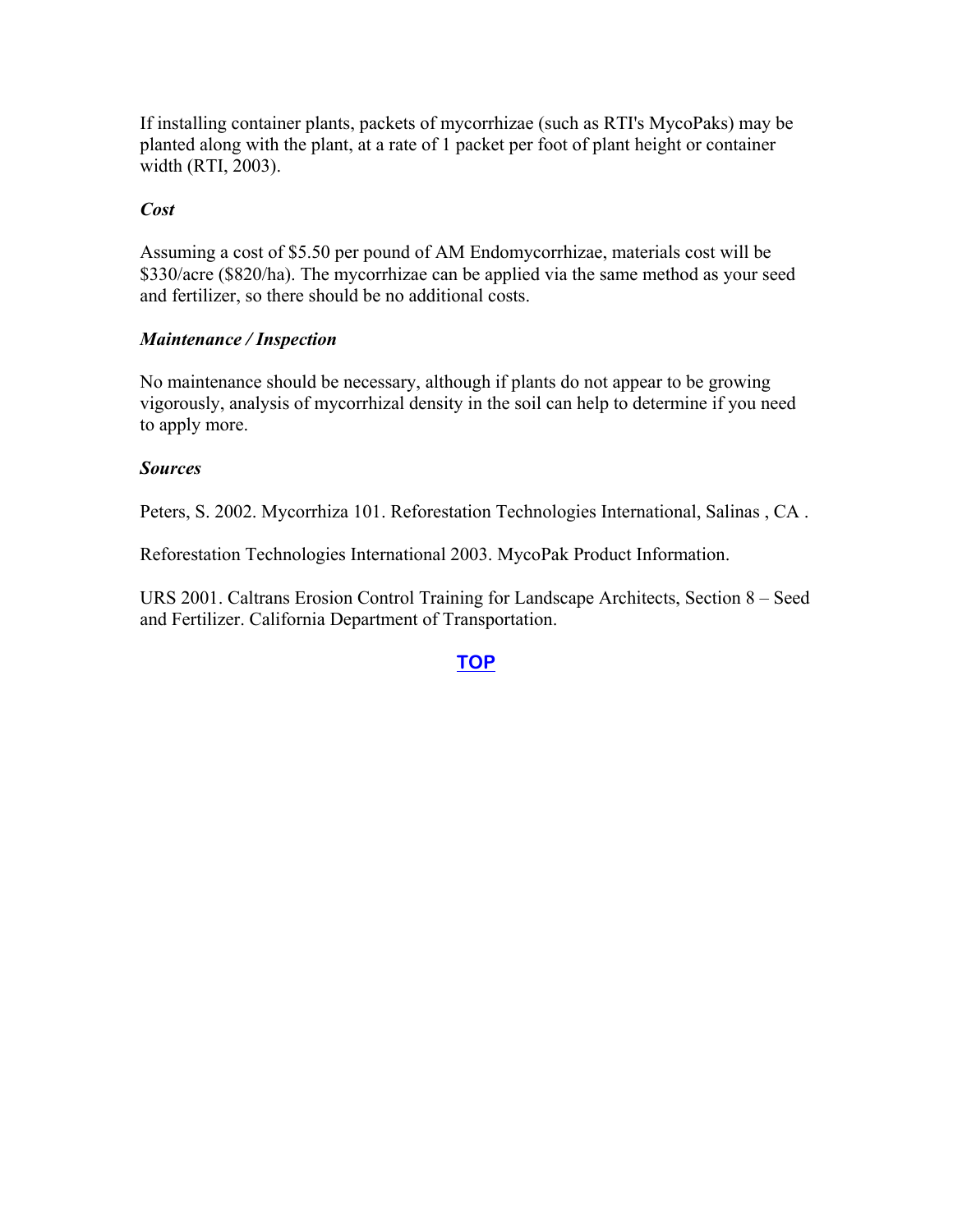If installing container plants, packets of mycorrhizae (such as RTI's MycoPaks) may be planted along with the plant, at a rate of 1 packet per foot of plant height or container width (RTI, 2003).

### *Cost*

Assuming a cost of $5.50 per pound of AM Endomycorrhizae, materials cost will be $330/acre ($820/ha). The mycorrhizae can be applied via the same method as your seed and fertilizer, so there should be no additional costs.

### *Maintenance / Inspection*

No maintenance should be necessary, although if plants do not appear to be growing vigorously, analysis of mycorrhizal density in the soil can help to determine if you need to apply more.

### *Sources*

Peters, S. 2002. Mycorrhiza 101. Reforestation Technologies International, Salinas , CA .

Reforestation Technologies International 2003. MycoPak Product Information.

URS 2001. Caltrans Erosion Control Training for Landscape Architects, Section 8 – Seed and Fertilizer. California Department of Transportation.

**TOP**